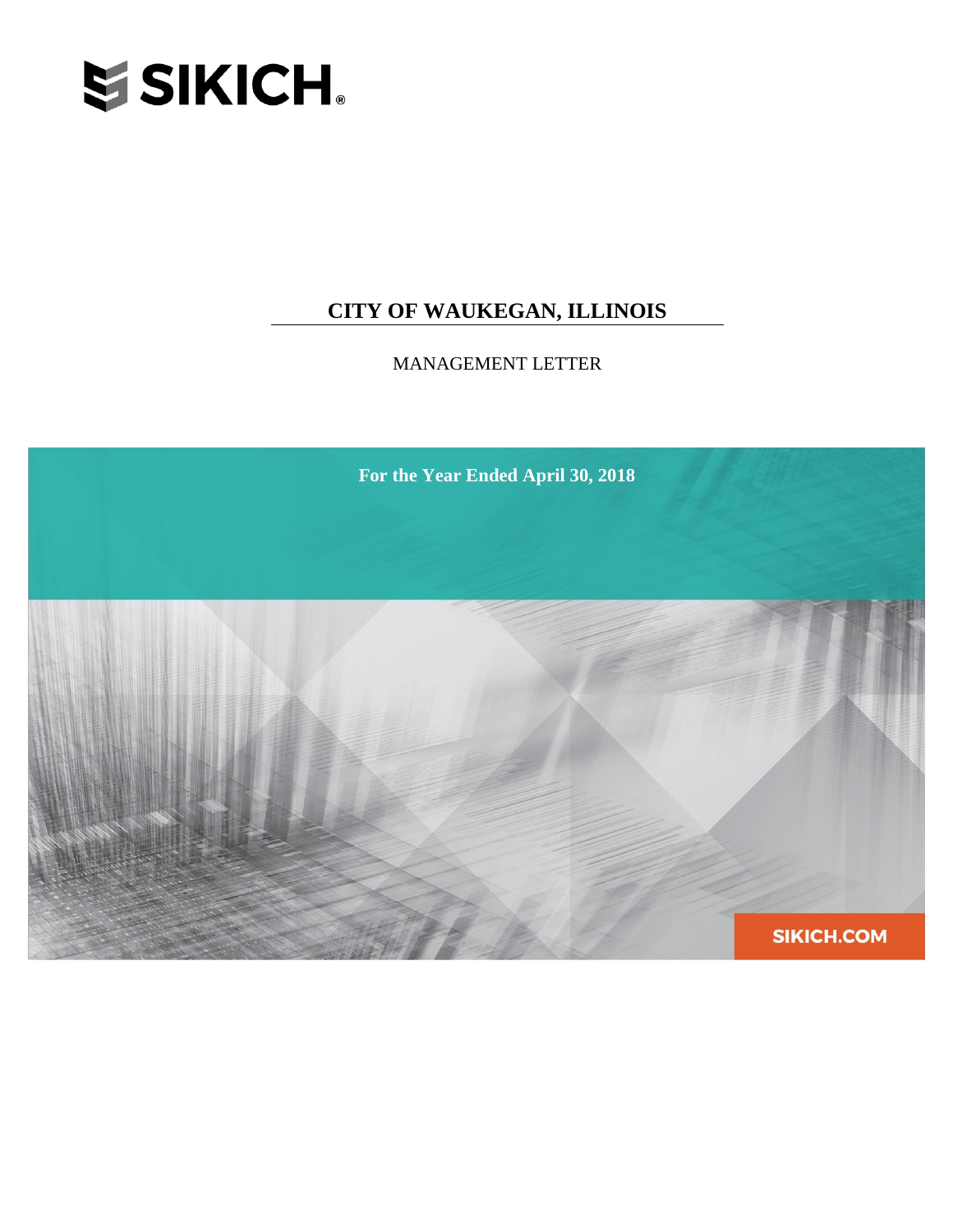SIKICH.

# CITY OF WAUKEGAN, ILLINOIS

MANAGEMENT LETTER

**For the Year Ended April 30, 2018**

SIKICH.COM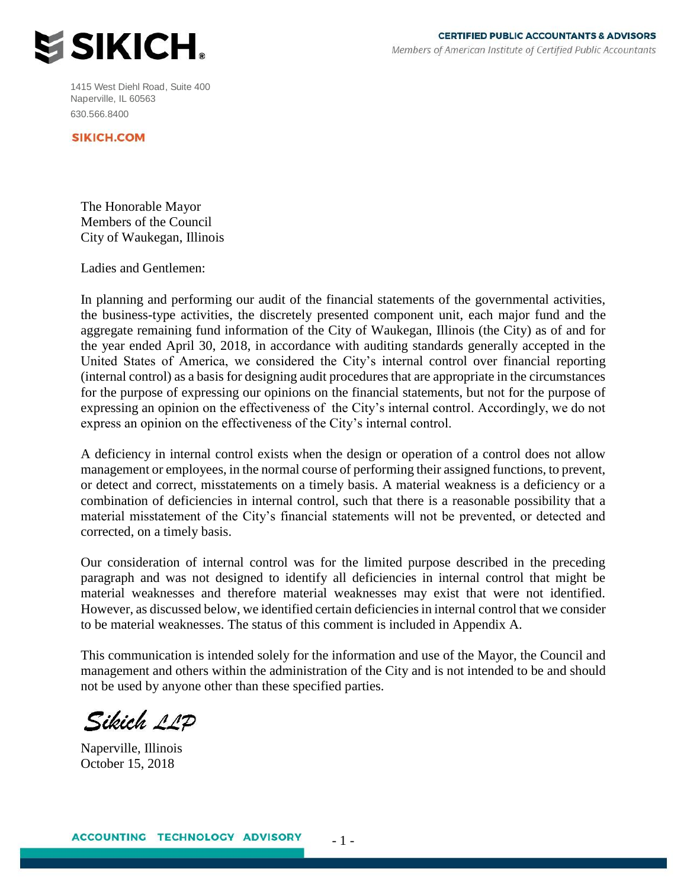**SIKICH.**

**CERTIFIED PUBLIC ACCOUNTANTS & ADVISORS**
*Members of American Institute of Certified Public Accountants*

1415 West Diehl Road, Suite 400
Naperville, IL 60563
630.566.8400

**SIKICH.COM**

The Honorable Mayor
Members of the Council
City of Waukegan, Illinois

Ladies and Gentlemen:

In planning and performing our audit of the financial statements of the governmental activities, the business-type activities, the discretely presented component unit, each major fund and the aggregate remaining fund information of the City of Waukegan, Illinois (the City) as of and for the year ended April 30, 2018, in accordance with auditing standards generally accepted in the United States of America, we considered the City's internal control over financial reporting (internal control) as a basis for designing audit procedures that are appropriate in the circumstances for the purpose of expressing our opinions on the financial statements, but not for the purpose of expressing an opinion on the effectiveness of the City's internal control. Accordingly, we do not express an opinion on the effectiveness of the City's internal control.

A deficiency in internal control exists when the design or operation of a control does not allow management or employees, in the normal course of performing their assigned functions, to prevent, or detect and correct, misstatements on a timely basis. A material weakness is a deficiency or a combination of deficiencies in internal control, such that there is a reasonable possibility that a material misstatement of the City's financial statements will not be prevented, or detected and corrected, on a timely basis.

Our consideration of internal control was for the limited purpose described in the preceding paragraph and was not designed to identify all deficiencies in internal control that might be material weaknesses and therefore material weaknesses may exist that were not identified. However, as discussed below, we identified certain deficiencies in internal control that we consider to be material weaknesses. The status of this comment is included in Appendix A.

This communication is intended solely for the information and use of the Mayor, the Council and management and others within the administration of the City and is not intended to be and should not be used by anyone other than these specified parties.

*Sikich LLP*

Naperville, Illinois
October 15, 2018

ACCOUNTING TECHNOLOGY ADVISORY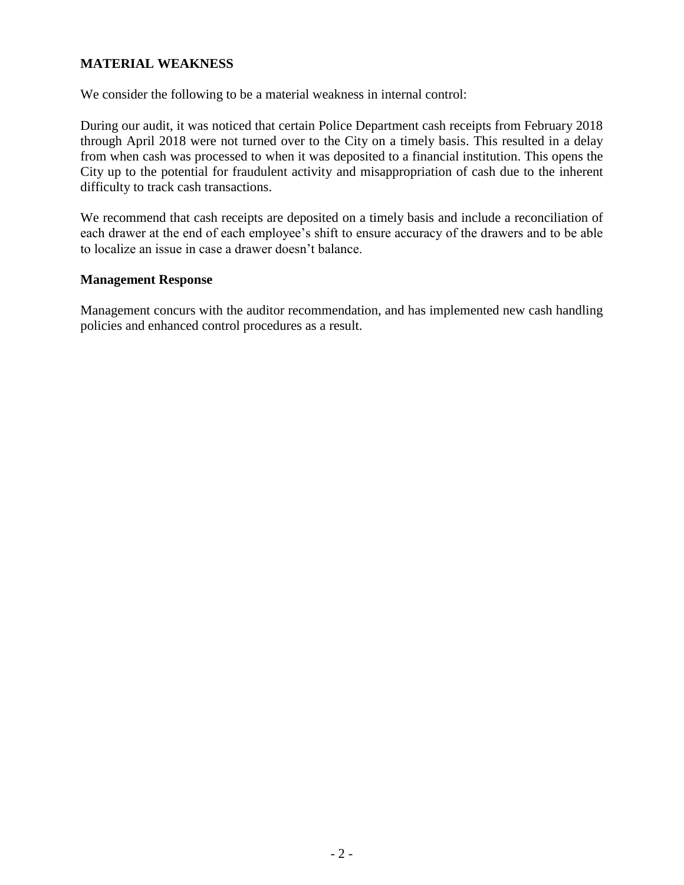## MATERIAL WEAKNESS

We consider the following to be a material weakness in internal control:

During our audit, it was noticed that certain Police Department cash receipts from February 2018 through April 2018 were not turned over to the City on a timely basis. This resulted in a delay from when cash was processed to when it was deposited to a financial institution. This opens the City up to the potential for fraudulent activity and misappropriation of cash due to the inherent difficulty to track cash transactions.

We recommend that cash receipts are deposited on a timely basis and include a reconciliation of each drawer at the end of each employee's shift to ensure accuracy of the drawers and to be able to localize an issue in case a drawer doesn't balance.

### Management Response

Management concurs with the auditor recommendation, and has implemented new cash handling policies and enhanced control procedures as a result.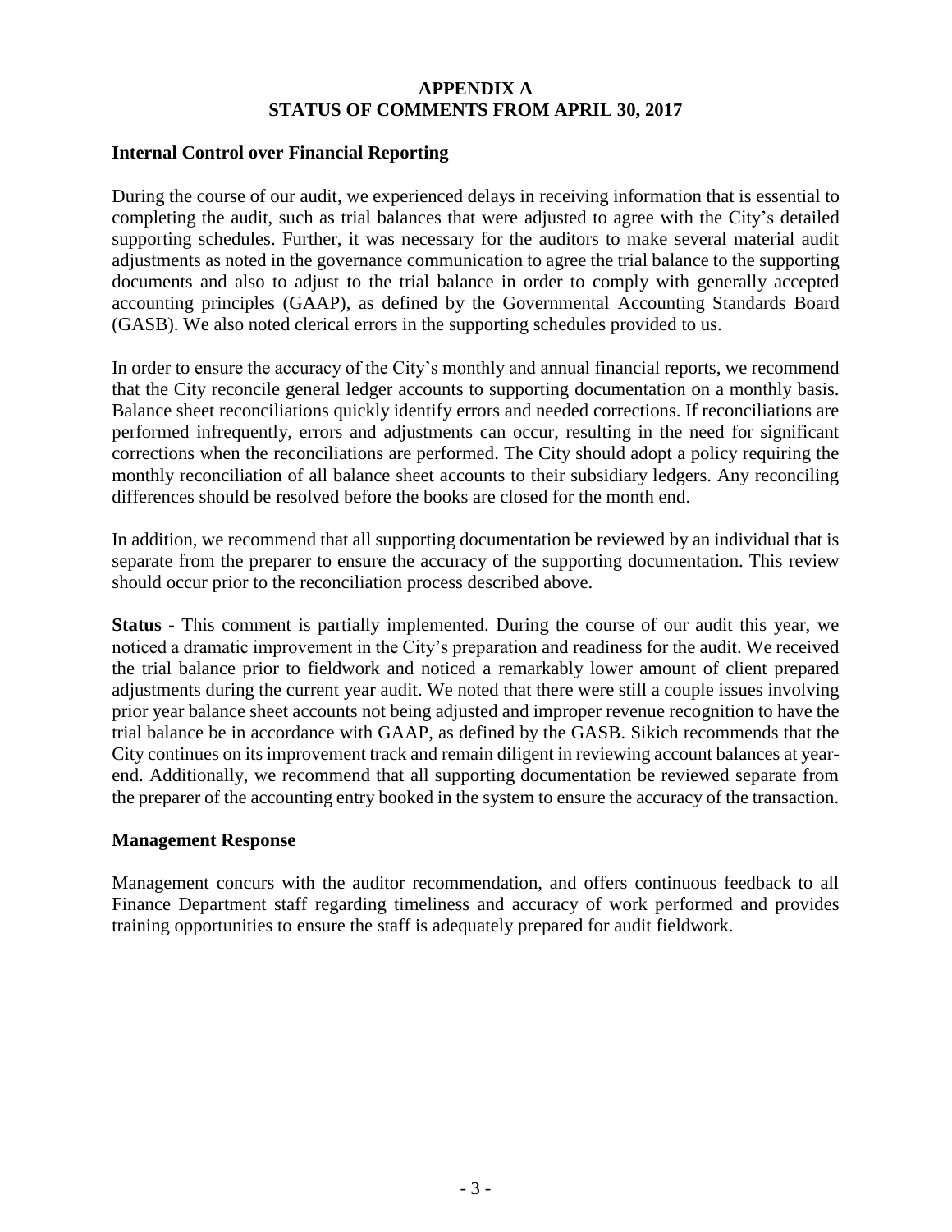# APPENDIX A
# STATUS OF COMMENTS FROM APRIL 30, 2017

## Internal Control over Financial Reporting

During the course of our audit, we experienced delays in receiving information that is essential to completing the audit, such as trial balances that were adjusted to agree with the City's detailed supporting schedules. Further, it was necessary for the auditors to make several material audit adjustments as noted in the governance communication to agree the trial balance to the supporting documents and also to adjust to the trial balance in order to comply with generally accepted accounting principles (GAAP), as defined by the Governmental Accounting Standards Board (GASB). We also noted clerical errors in the supporting schedules provided to us.

In order to ensure the accuracy of the City's monthly and annual financial reports, we recommend that the City reconcile general ledger accounts to supporting documentation on a monthly basis. Balance sheet reconciliations quickly identify errors and needed corrections. If reconciliations are performed infrequently, errors and adjustments can occur, resulting in the need for significant corrections when the reconciliations are performed. The City should adopt a policy requiring the monthly reconciliation of all balance sheet accounts to their subsidiary ledgers. Any reconciling differences should be resolved before the books are closed for the month end.

In addition, we recommend that all supporting documentation be reviewed by an individual that is separate from the preparer to ensure the accuracy of the supporting documentation. This review should occur prior to the reconciliation process described above.

**Status -** This comment is partially implemented. During the course of our audit this year, we noticed a dramatic improvement in the City's preparation and readiness for the audit. We received the trial balance prior to fieldwork and noticed a remarkably lower amount of client prepared adjustments during the current year audit. We noted that there were still a couple issues involving prior year balance sheet accounts not being adjusted and improper revenue recognition to have the trial balance be in accordance with GAAP, as defined by the GASB. Sikich recommends that the City continues on its improvement track and remain diligent in reviewing account balances at year-end. Additionally, we recommend that all supporting documentation be reviewed separate from the preparer of the accounting entry booked in the system to ensure the accuracy of the transaction.

## Management Response

Management concurs with the auditor recommendation, and offers continuous feedback to all Finance Department staff regarding timeliness and accuracy of work performed and provides training opportunities to ensure the staff is adequately prepared for audit fieldwork.